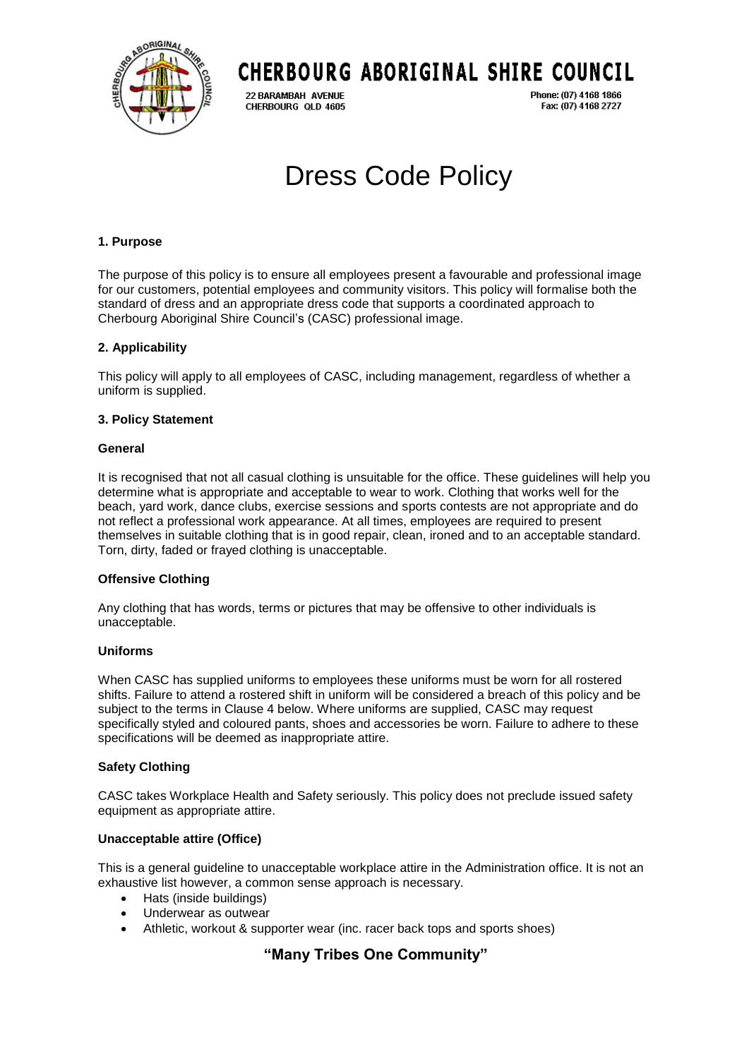# CHERBOURG ABORIGINAL SHIRE COUNCIL

22 BARAMBAH AVENUE
CHERBOURG QLD 4605

Phone: (07) 4168 1866
Fax: (07) 4168 2727

# Dress Code Policy

## 1. Purpose

The purpose of this policy is to ensure all employees present a favourable and professional image for our customers, potential employees and community visitors. This policy will formalise both the standard of dress and an appropriate dress code that supports a coordinated approach to Cherbourg Aboriginal Shire Council's (CASC) professional image.

## 2. Applicability

This policy will apply to all employees of CASC, including management, regardless of whether a uniform is supplied.

## 3. Policy Statement

### General

It is recognised that not all casual clothing is unsuitable for the office. These guidelines will help you determine what is appropriate and acceptable to wear to work. Clothing that works well for the beach, yard work, dance clubs, exercise sessions and sports contests are not appropriate and do not reflect a professional work appearance. At all times, employees are required to present themselves in suitable clothing that is in good repair, clean, ironed and to an acceptable standard. Torn, dirty, faded or frayed clothing is unacceptable.

### Offensive Clothing

Any clothing that has words, terms or pictures that may be offensive to other individuals is unacceptable.

### Uniforms

When CASC has supplied uniforms to employees these uniforms must be worn for all rostered shifts. Failure to attend a rostered shift in uniform will be considered a breach of this policy and be subject to the terms in Clause 4 below. Where uniforms are supplied, CASC may request specifically styled and coloured pants, shoes and accessories be worn. Failure to adhere to these specifications will be deemed as inappropriate attire.

### Safety Clothing

CASC takes Workplace Health and Safety seriously. This policy does not preclude issued safety equipment as appropriate attire.

### Unacceptable attire (Office)

This is a general guideline to unacceptable workplace attire in the Administration office. It is not an exhaustive list however, a common sense approach is necessary.

- Hats (inside buildings)
- Underwear as outwear
- Athletic, workout & supporter wear (inc. racer back tops and sports shoes)

**"Many Tribes One Community"**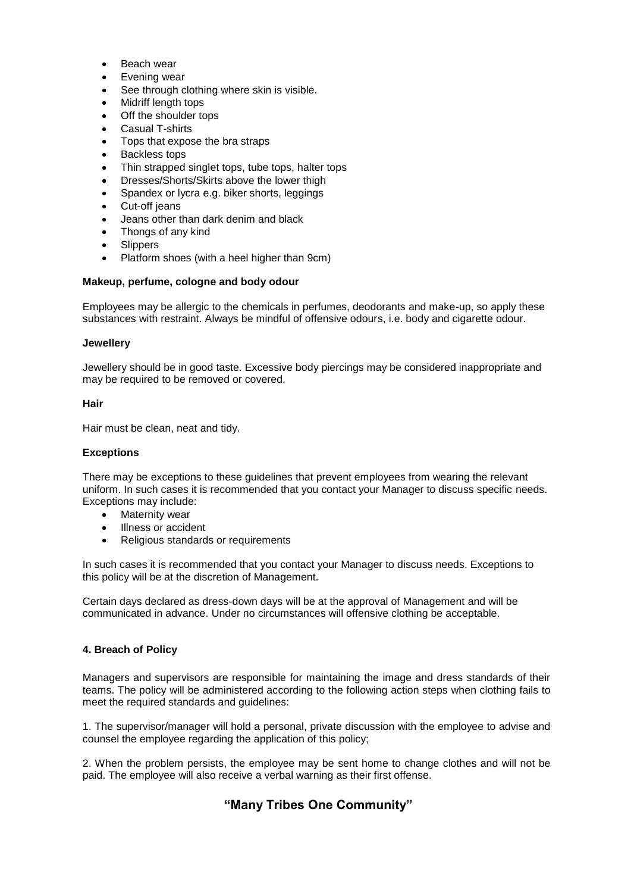- Beach wear
- Evening wear
- See through clothing where skin is visible.
- Midriff length tops
- Off the shoulder tops
- Casual T-shirts
- Tops that expose the bra straps
- Backless tops
- Thin strapped singlet tops, tube tops, halter tops
- Dresses/Shorts/Skirts above the lower thigh
- Spandex or lycra e.g. biker shorts, leggings
- Cut-off jeans
- Jeans other than dark denim and black
- Thongs of any kind
- Slippers
- Platform shoes (with a heel higher than 9cm)

**Makeup, perfume, cologne and body odour**

Employees may be allergic to the chemicals in perfumes, deodorants and make-up, so apply these substances with restraint. Always be mindful of offensive odours, i.e. body and cigarette odour.

**Jewellery**

Jewellery should be in good taste. Excessive body piercings may be considered inappropriate and may be required to be removed or covered.

**Hair**

Hair must be clean, neat and tidy.

**Exceptions**

There may be exceptions to these guidelines that prevent employees from wearing the relevant uniform. In such cases it is recommended that you contact your Manager to discuss specific needs. Exceptions may include:

- Maternity wear
- Illness or accident
- Religious standards or requirements

In such cases it is recommended that you contact your Manager to discuss needs. Exceptions to this policy will be at the discretion of Management.

Certain days declared as dress-down days will be at the approval of Management and will be communicated in advance. Under no circumstances will offensive clothing be acceptable.

**4. Breach of Policy**

Managers and supervisors are responsible for maintaining the image and dress standards of their teams. The policy will be administered according to the following action steps when clothing fails to meet the required standards and guidelines:

1. The supervisor/manager will hold a personal, private discussion with the employee to advise and counsel the employee regarding the application of this policy;

2. When the problem persists, the employee may be sent home to change clothes and will not be paid. The employee will also receive a verbal warning as their first offense.

**"Many Tribes One Community"**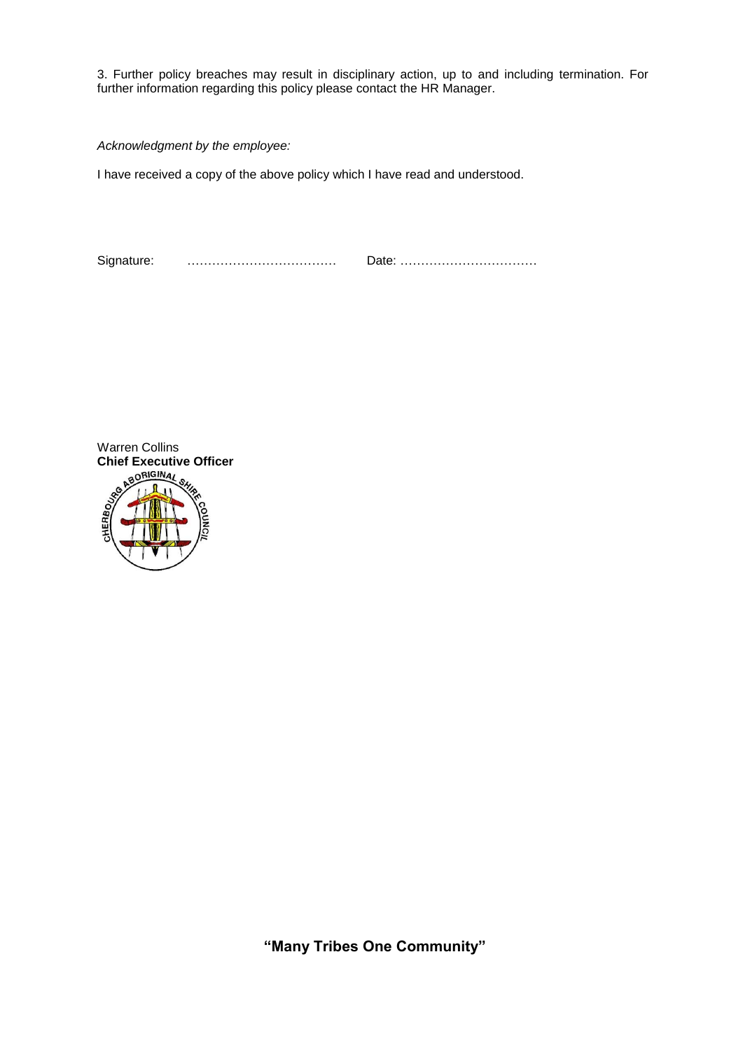3. Further policy breaches may result in disciplinary action, up to and including termination. For further information regarding this policy please contact the HR Manager.

*Acknowledgment by the employee:*

I have received a copy of the above policy which I have read and understood.

Signature: ……………………………… Date: ……………………………

Warren Collins
**Chief Executive Officer**

CHERBOURG ABORIGINAL SHIRE COUNCIL

**"Many Tribes One Community"**